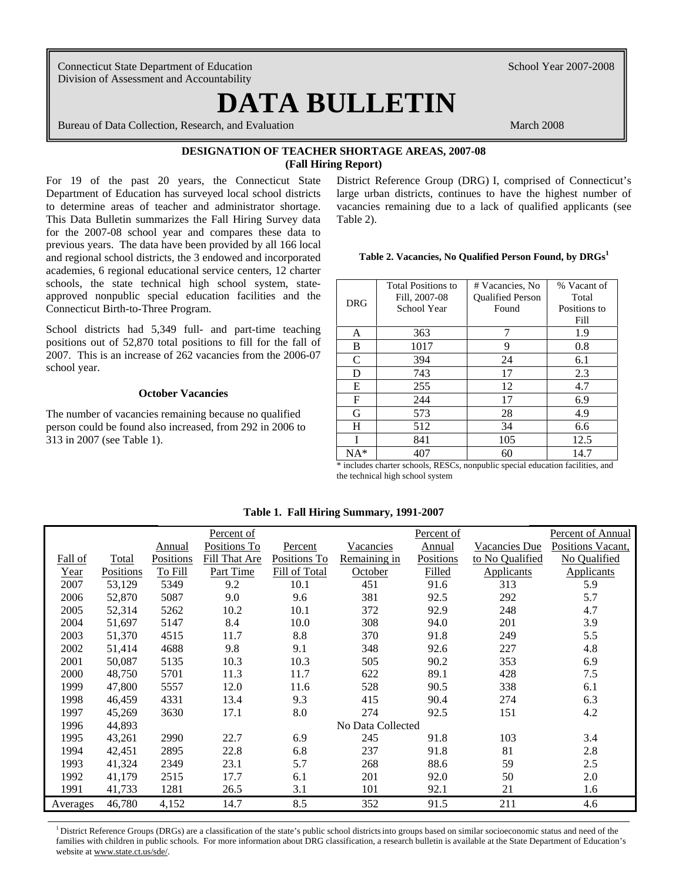Connecticut State Department of Education
Division of Assessment and Accountability

School Year 2007-2008

# DATA BULLETIN

Bureau of Data Collection, Research, and Evaluation

March 2008

## DESIGNATION OF TEACHER SHORTAGE AREAS, 2007-08
**(Fall Hiring Report)**

For 19 of the past 20 years, the Connecticut State Department of Education has surveyed local school districts to determine areas of teacher and administrator shortage. This Data Bulletin summarizes the Fall Hiring Survey data for the 2007-08 school year and compares these data to previous years. The data have been provided by all 166 local and regional school districts, the 3 endowed and incorporated academies, 6 regional educational service centers, 12 charter schools, the state technical high school system, state-approved nonpublic special education facilities and the Connecticut Birth-to-Three Program.

School districts had 5,349 full- and part-time teaching positions out of 52,870 total positions to fill for the fall of 2007. This is an increase of 262 vacancies from the 2006-07 school year.

### October Vacancies

The number of vacancies remaining because no qualified person could be found also increased, from 292 in 2006 to 313 in 2007 (see Table 1).

District Reference Group (DRG) I, comprised of Connecticut's large urban districts, continues to have the highest number of vacancies remaining due to a lack of qualified applicants (see Table 2).

**Table 2. Vacancies, No Qualified Person Found, by DRGs[1]**

| DRG | Total Positions to Fill, 2007-08 School Year | # Vacancies, No Qualified Person Found | % Vacant of Total Positions to Fill |
|---|---|---|---|
| A | 363 | 7 | 1.9 |
| B | 1017 | 9 | 0.8 |
| C | 394 | 24 | 6.1 |
| D | 743 | 17 | 2.3 |
| E | 255 | 12 | 4.7 |
| F | 244 | 17 | 6.9 |
| G | 573 | 28 | 4.9 |
| H | 512 | 34 | 6.6 |
| I | 841 | 105 | 12.5 |
| NA* | 407 | 60 | 14.7 |

\* includes charter schools, RESCs, nonpublic special education facilities, and the technical high school system

**Table 1. Fall Hiring Summary, 1991-2007**

| Fall of Year | Total Positions | Annual Positions To Fill | Percent of Positions To Fill That Are Part Time | Percent Positions To Fill of Total | Vacancies Remaining in October | Percent of Annual Positions Filled | Vacancies Due to No Qualified Applicants | Percent of Annual Positions Vacant, No Qualified Applicants |
|---|---|---|---|---|---|---|---|---|
| 2007 | 53,129 | 5349 | 9.2 | 10.1 | 451 | 91.6 | 313 | 5.9 |
| 2006 | 52,870 | 5087 | 9.0 | 9.6 | 381 | 92.5 | 292 | 5.7 |
| 2005 | 52,314 | 5262 | 10.2 | 10.1 | 372 | 92.9 | 248 | 4.7 |
| 2004 | 51,697 | 5147 | 8.4 | 10.0 | 308 | 94.0 | 201 | 3.9 |
| 2003 | 51,370 | 4515 | 11.7 | 8.8 | 370 | 91.8 | 249 | 5.5 |
| 2002 | 51,414 | 4688 | 9.8 | 9.1 | 348 | 92.6 | 227 | 4.8 |
| 2001 | 50,087 | 5135 | 10.3 | 10.3 | 505 | 90.2 | 353 | 6.9 |
| 2000 | 48,750 | 5701 | 11.3 | 11.7 | 622 | 89.1 | 428 | 7.5 |
| 1999 | 47,800 | 5557 | 12.0 | 11.6 | 528 | 90.5 | 338 | 6.1 |
| 1998 | 46,459 | 4331 | 13.4 | 9.3 | 415 | 90.4 | 274 | 6.3 |
| 1997 | 45,269 | 3630 | 17.1 | 8.0 | 274 | 92.5 | 151 | 4.2 |
| 1996 | 44,893 | | | | No Data Collected | | | |
| 1995 | 43,261 | 2990 | 22.7 | 6.9 | 245 | 91.8 | 103 | 3.4 |
| 1994 | 42,451 | 2895 | 22.8 | 6.8 | 237 | 91.8 | 81 | 2.8 |
| 1993 | 41,324 | 2349 | 23.1 | 5.7 | 268 | 88.6 | 59 | 2.5 |
| 1992 | 41,179 | 2515 | 17.7 | 6.1 | 201 | 92.0 | 50 | 2.0 |
| 1991 | 41,733 | 1281 | 26.5 | 3.1 | 101 | 92.1 | 21 | 1.6 |
| Averages | 46,780 | 4,152 | 14.7 | 8.5 | 352 | 91.5 | 211 | 4.6 |

[1] District Reference Groups (DRGs) are a classification of the state's public school districts into groups based on similar socioeconomic status and need of the families with children in public schools. For more information about DRG classification, a research bulletin is available at the State Department of Education's website at www.state.ct.us/sde/.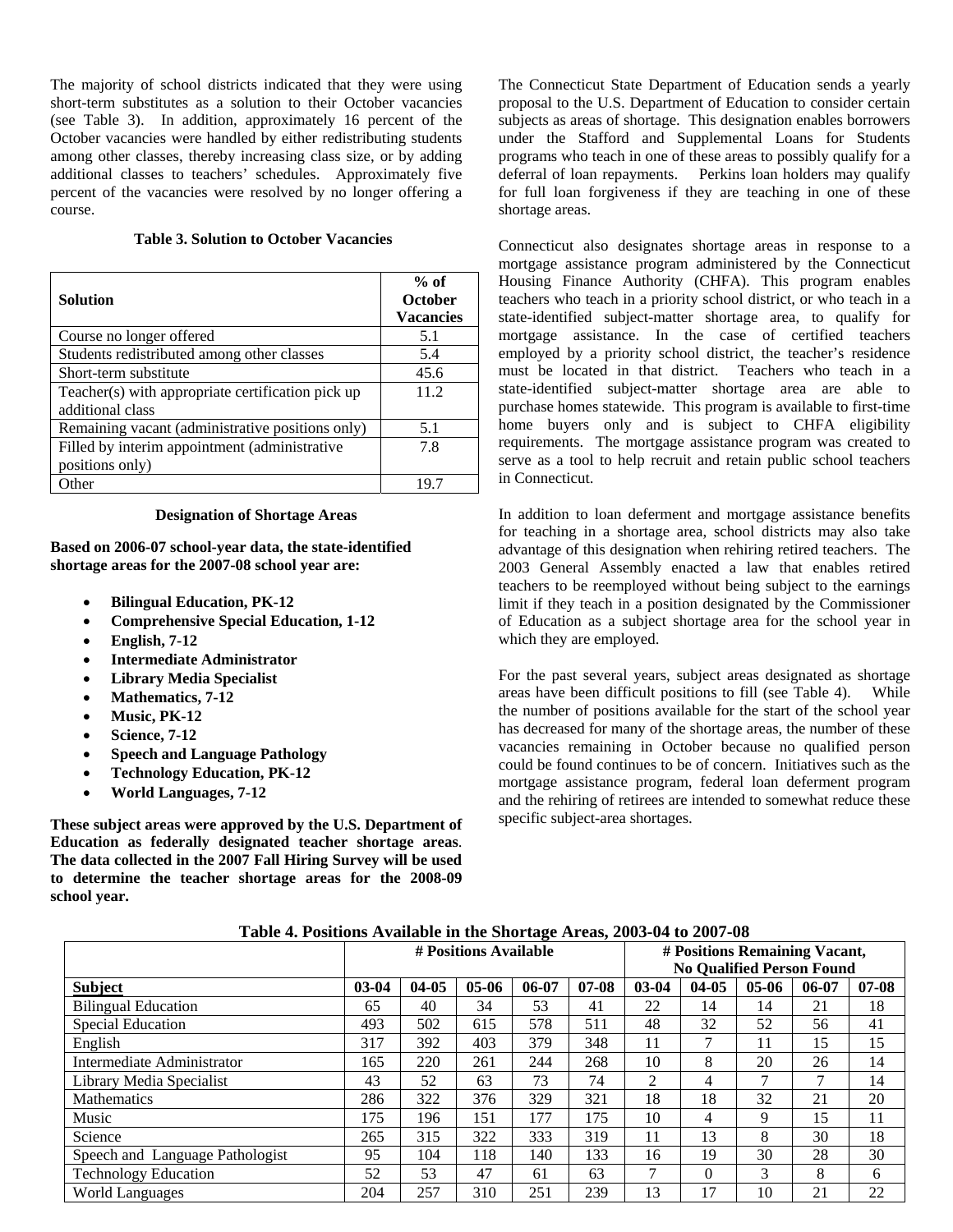The majority of school districts indicated that they were using short-term substitutes as a solution to their October vacancies (see Table 3). In addition, approximately 16 percent of the October vacancies were handled by either redistributing students among other classes, thereby increasing class size, or by adding additional classes to teachers' schedules. Approximately five percent of the vacancies were resolved by no longer offering a course.

**Table 3. Solution to October Vacancies**

| Solution | % of October Vacancies |
|---|---|
| Course no longer offered | 5.1 |
| Students redistributed among other classes | 5.4 |
| Short-term substitute | 45.6 |
| Teacher(s) with appropriate certification pick up additional class | 11.2 |
| Remaining vacant (administrative positions only) | 5.1 |
| Filled by interim appointment (administrative positions only) | 7.8 |
| Other | 19.7 |

### Designation of Shortage Areas

**Based on 2006-07 school-year data, the state-identified shortage areas for the 2007-08 school year are:**

- **Bilingual Education, PK-12**
- **Comprehensive Special Education, 1-12**
- **English, 7-12**
- **Intermediate Administrator**
- **Library Media Specialist**
- **Mathematics, 7-12**
- **Music, PK-12**
- **Science, 7-12**
- **Speech and Language Pathology**
- **Technology Education, PK-12**
- **World Languages, 7-12**

**These subject areas were approved by the U.S. Department of Education as federally designated teacher shortage areas. The data collected in the 2007 Fall Hiring Survey will be used to determine the teacher shortage areas for the 2008-09 school year.**

The Connecticut State Department of Education sends a yearly proposal to the U.S. Department of Education to consider certain subjects as areas of shortage. This designation enables borrowers under the Stafford and Supplemental Loans for Students programs who teach in one of these areas to possibly qualify for a deferral of loan repayments. Perkins loan holders may qualify for full loan forgiveness if they are teaching in one of these shortage areas.

Connecticut also designates shortage areas in response to a mortgage assistance program administered by the Connecticut Housing Finance Authority (CHFA). This program enables teachers who teach in a priority school district, or who teach in a state-identified subject-matter shortage area, to qualify for mortgage assistance. In the case of certified teachers employed by a priority school district, the teacher's residence must be located in that district. Teachers who teach in a state-identified subject-matter shortage area are able to purchase homes statewide. This program is available to first-time home buyers only and is subject to CHFA eligibility requirements. The mortgage assistance program was created to serve as a tool to help recruit and retain public school teachers in Connecticut.

In addition to loan deferment and mortgage assistance benefits for teaching in a shortage area, school districts may also take advantage of this designation when rehiring retired teachers. The 2003 General Assembly enacted a law that enables retired teachers to be reemployed without being subject to the earnings limit if they teach in a position designated by the Commissioner of Education as a subject shortage area for the school year in which they are employed.

For the past several years, subject areas designated as shortage areas have been difficult positions to fill (see Table 4). While the number of positions available for the start of the school year has decreased for many of the shortage areas, the number of these vacancies remaining in October because no qualified person could be found continues to be of concern. Initiatives such as the mortgage assistance program, federal loan deferment program and the rehiring of retirees are intended to somewhat reduce these specific subject-area shortages.

**Table 4. Positions Available in the Shortage Areas, 2003-04 to 2007-08**

| | # Positions Available | | | | | # Positions Remaining Vacant, No Qualified Person Found | | | | |
|---|---|---|---|---|---|---|---|---|---|---|
| **Subject** | **03-04** | **04-05** | **05-06** | **06-07** | **07-08** | **03-04** | **04-05** | **05-06** | **06-07** | **07-08** |
| Bilingual Education | 65 | 40 | 34 | 53 | 41 | 22 | 14 | 14 | 21 | 18 |
| Special Education | 493 | 502 | 615 | 578 | 511 | 48 | 32 | 52 | 56 | 41 |
| English | 317 | 392 | 403 | 379 | 348 | 11 | 7 | 11 | 15 | 15 |
| Intermediate Administrator | 165 | 220 | 261 | 244 | 268 | 10 | 8 | 20 | 26 | 14 |
| Library Media Specialist | 43 | 52 | 63 | 73 | 74 | 2 | 4 | 7 | 7 | 14 |
| Mathematics | 286 | 322 | 376 | 329 | 321 | 18 | 18 | 32 | 21 | 20 |
| Music | 175 | 196 | 151 | 177 | 175 | 10 | 4 | 9 | 15 | 11 |
| Science | 265 | 315 | 322 | 333 | 319 | 11 | 13 | 8 | 30 | 18 |
| Speech and Language Pathologist | 95 | 104 | 118 | 140 | 133 | 16 | 19 | 30 | 28 | 30 |
| Technology Education | 52 | 53 | 47 | 61 | 63 | 7 | 0 | 3 | 8 | 6 |
| World Languages | 204 | 257 | 310 | 251 | 239 | 13 | 17 | 10 | 21 | 22 |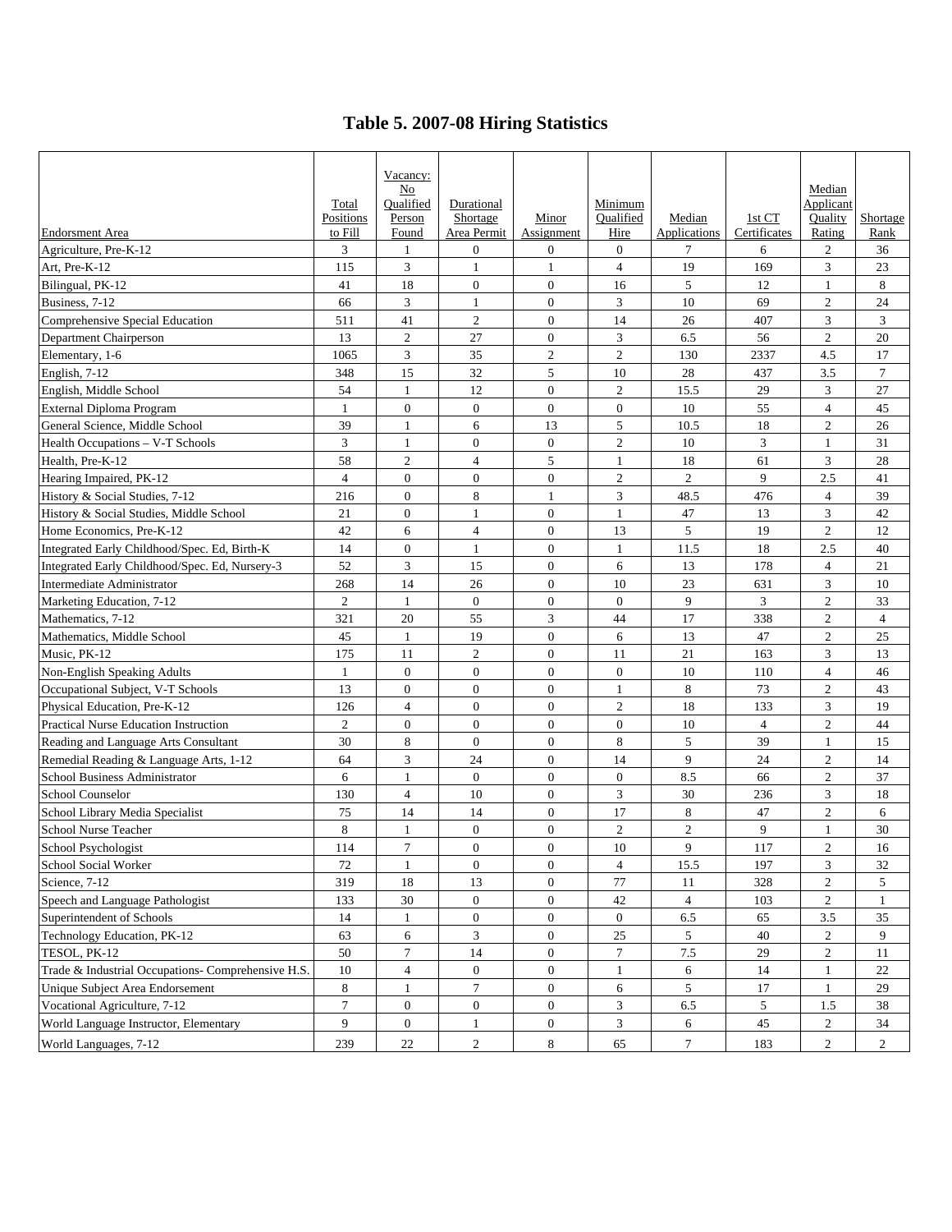# Table 5. 2007-08 Hiring Statistics

| Endorsment Area | Total Positions to Fill | Vacancy: No Qualified Person Found | Durational Shortage Area Permit | Minor Assignment | Minimum Qualified Hire | Median Applications | 1st CT Certificates | Median Applicant Quality Rating | Shortage Rank |
|---|---|---|---|---|---|---|---|---|---|
| Agriculture, Pre-K-12 | 3 | 1 | 0 | 0 | 0 | 7 | 6 | 2 | 36 |
| Art, Pre-K-12 | 115 | 3 | 1 | 1 | 4 | 19 | 169 | 3 | 23 |
| Bilingual, PK-12 | 41 | 18 | 0 | 0 | 16 | 5 | 12 | 1 | 8 |
| Business, 7-12 | 66 | 3 | 1 | 0 | 3 | 10 | 69 | 2 | 24 |
| Comprehensive Special Education | 511 | 41 | 2 | 0 | 14 | 26 | 407 | 3 | 3 |
| Department Chairperson | 13 | 2 | 27 | 0 | 3 | 6.5 | 56 | 2 | 20 |
| Elementary, 1-6 | 1065 | 3 | 35 | 2 | 2 | 130 | 2337 | 4.5 | 17 |
| English, 7-12 | 348 | 15 | 32 | 5 | 10 | 28 | 437 | 3.5 | 7 |
| English, Middle School | 54 | 1 | 12 | 0 | 2 | 15.5 | 29 | 3 | 27 |
| External Diploma Program | 1 | 0 | 0 | 0 | 0 | 10 | 55 | 4 | 45 |
| General Science, Middle School | 39 | 1 | 6 | 13 | 5 | 10.5 | 18 | 2 | 26 |
| Health Occupations – V-T Schools | 3 | 1 | 0 | 0 | 2 | 10 | 3 | 1 | 31 |
| Health, Pre-K-12 | 58 | 2 | 4 | 5 | 1 | 18 | 61 | 3 | 28 |
| Hearing Impaired, PK-12 | 4 | 0 | 0 | 0 | 2 | 2 | 9 | 2.5 | 41 |
| History & Social Studies, 7-12 | 216 | 0 | 8 | 1 | 3 | 48.5 | 476 | 4 | 39 |
| History & Social Studies, Middle School | 21 | 0 | 1 | 0 | 1 | 47 | 13 | 3 | 42 |
| Home Economics, Pre-K-12 | 42 | 6 | 4 | 0 | 13 | 5 | 19 | 2 | 12 |
| Integrated Early Childhood/Spec. Ed, Birth-K | 14 | 0 | 1 | 0 | 1 | 11.5 | 18 | 2.5 | 40 |
| Integrated Early Childhood/Spec. Ed, Nursery-3 | 52 | 3 | 15 | 0 | 6 | 13 | 178 | 4 | 21 |
| Intermediate Administrator | 268 | 14 | 26 | 0 | 10 | 23 | 631 | 3 | 10 |
| Marketing Education, 7-12 | 2 | 1 | 0 | 0 | 0 | 9 | 3 | 2 | 33 |
| Mathematics, 7-12 | 321 | 20 | 55 | 3 | 44 | 17 | 338 | 2 | 4 |
| Mathematics, Middle School | 45 | 1 | 19 | 0 | 6 | 13 | 47 | 2 | 25 |
| Music, PK-12 | 175 | 11 | 2 | 0 | 11 | 21 | 163 | 3 | 13 |
| Non-English Speaking Adults | 1 | 0 | 0 | 0 | 0 | 10 | 110 | 4 | 46 |
| Occupational Subject, V-T Schools | 13 | 0 | 0 | 0 | 1 | 8 | 73 | 2 | 43 |
| Physical Education, Pre-K-12 | 126 | 4 | 0 | 0 | 2 | 18 | 133 | 3 | 19 |
| Practical Nurse Education Instruction | 2 | 0 | 0 | 0 | 0 | 10 | 4 | 2 | 44 |
| Reading and Language Arts Consultant | 30 | 8 | 0 | 0 | 8 | 5 | 39 | 1 | 15 |
| Remedial Reading & Language Arts, 1-12 | 64 | 3 | 24 | 0 | 14 | 9 | 24 | 2 | 14 |
| School Business Administrator | 6 | 1 | 0 | 0 | 0 | 8.5 | 66 | 2 | 37 |
| School Counselor | 130 | 4 | 10 | 0 | 3 | 30 | 236 | 3 | 18 |
| School Library Media Specialist | 75 | 14 | 14 | 0 | 17 | 8 | 47 | 2 | 6 |
| School Nurse Teacher | 8 | 1 | 0 | 0 | 2 | 2 | 9 | 1 | 30 |
| School Psychologist | 114 | 7 | 0 | 0 | 10 | 9 | 117 | 2 | 16 |
| School Social Worker | 72 | 1 | 0 | 0 | 4 | 15.5 | 197 | 3 | 32 |
| Science, 7-12 | 319 | 18 | 13 | 0 | 77 | 11 | 328 | 2 | 5 |
| Speech and Language Pathologist | 133 | 30 | 0 | 0 | 42 | 4 | 103 | 2 | 1 |
| Superintendent of Schools | 14 | 1 | 0 | 0 | 0 | 6.5 | 65 | 3.5 | 35 |
| Technology Education, PK-12 | 63 | 6 | 3 | 0 | 25 | 5 | 40 | 2 | 9 |
| TESOL, PK-12 | 50 | 7 | 14 | 0 | 7 | 7.5 | 29 | 2 | 11 |
| Trade & Industrial Occupations- Comprehensive H.S. | 10 | 4 | 0 | 0 | 1 | 6 | 14 | 1 | 22 |
| Unique Subject Area Endorsement | 8 | 1 | 7 | 0 | 6 | 5 | 17 | 1 | 29 |
| Vocational Agriculture, 7-12 | 7 | 0 | 0 | 0 | 3 | 6.5 | 5 | 1.5 | 38 |
| World Language Instructor, Elementary | 9 | 0 | 1 | 0 | 3 | 6 | 45 | 2 | 34 |
| World Languages, 7-12 | 239 | 22 | 2 | 8 | 65 | 7 | 183 | 2 | 2 |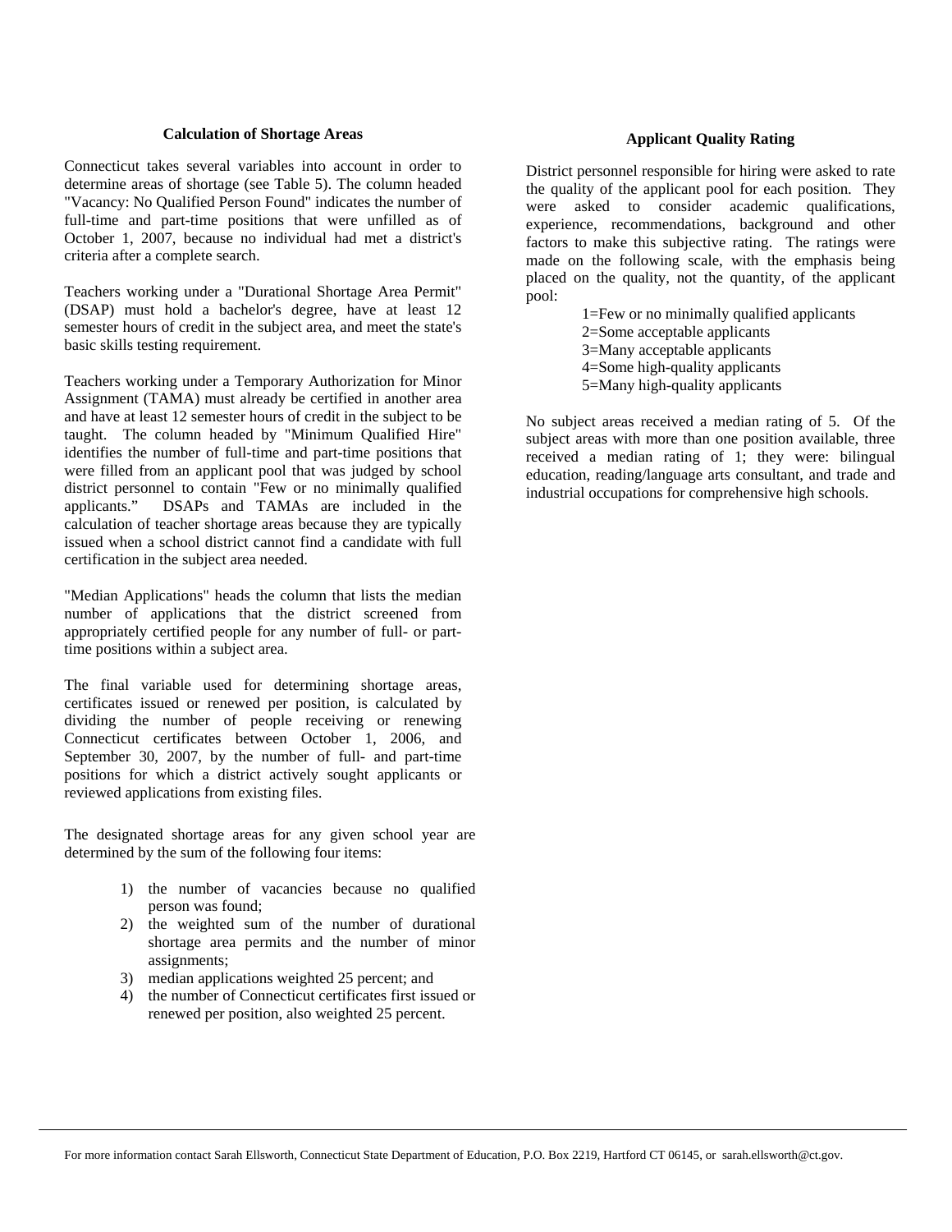## Calculation of Shortage Areas

Connecticut takes several variables into account in order to determine areas of shortage (see Table 5). The column headed "Vacancy: No Qualified Person Found" indicates the number of full-time and part-time positions that were unfilled as of October 1, 2007, because no individual had met a district's criteria after a complete search.

Teachers working under a "Durational Shortage Area Permit" (DSAP) must hold a bachelor's degree, have at least 12 semester hours of credit in the subject area, and meet the state's basic skills testing requirement.

Teachers working under a Temporary Authorization for Minor Assignment (TAMA) must already be certified in another area and have at least 12 semester hours of credit in the subject to be taught. The column headed by "Minimum Qualified Hire" identifies the number of full-time and part-time positions that were filled from an applicant pool that was judged by school district personnel to contain "Few or no minimally qualified applicants." DSAPs and TAMAs are included in the calculation of teacher shortage areas because they are typically issued when a school district cannot find a candidate with full certification in the subject area needed.

"Median Applications" heads the column that lists the median number of applications that the district screened from appropriately certified people for any number of full- or part-time positions within a subject area.

The final variable used for determining shortage areas, certificates issued or renewed per position, is calculated by dividing the number of people receiving or renewing Connecticut certificates between October 1, 2006, and September 30, 2007, by the number of full- and part-time positions for which a district actively sought applicants or reviewed applications from existing files.

The designated shortage areas for any given school year are determined by the sum of the following four items:

1) the number of vacancies because no qualified person was found;
2) the weighted sum of the number of durational shortage area permits and the number of minor assignments;
3) median applications weighted 25 percent; and
4) the number of Connecticut certificates first issued or renewed per position, also weighted 25 percent.

## Applicant Quality Rating

District personnel responsible for hiring were asked to rate the quality of the applicant pool for each position. They were asked to consider academic qualifications, experience, recommendations, background and other factors to make this subjective rating. The ratings were made on the following scale, with the emphasis being placed on the quality, not the quantity, of the applicant pool:

1=Few or no minimally qualified applicants
2=Some acceptable applicants
3=Many acceptable applicants
4=Some high-quality applicants
5=Many high-quality applicants

No subject areas received a median rating of 5. Of the subject areas with more than one position available, three received a median rating of 1; they were: bilingual education, reading/language arts consultant, and trade and industrial occupations for comprehensive high schools.

For more information contact Sarah Ellsworth, Connecticut State Department of Education, P.O. Box 2219, Hartford CT 06145, or sarah.ellsworth@ct.gov.